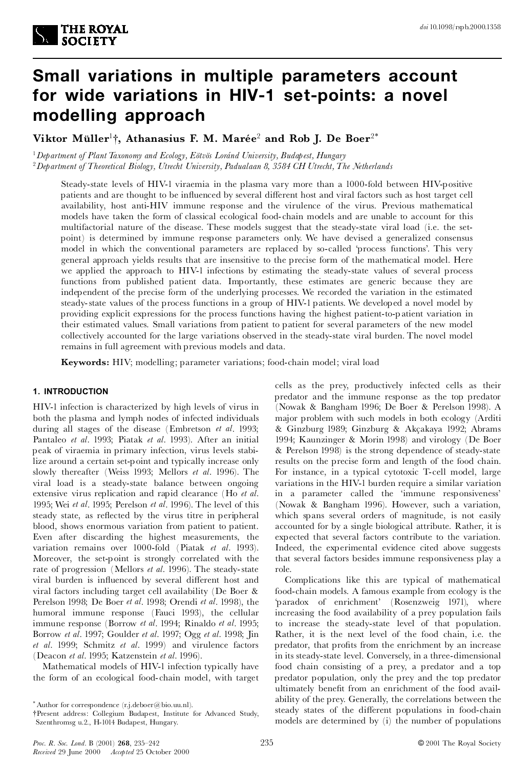# Small variations in multiple parameters account for wide variations in HIV-1 set-points: a novel modelling approach

**Viktor Müller[1]†, Athanasius F. M. Marée[2] and Rob J. De Boer[2*]**

[1] *Department of Plant Taxonomy and Ecology, Eötvös Loránd University, Budapest, Hungary*
[2] *Department of Theoretical Biology, Utrecht University, Padualaan 8, 3584 CH Utrecht, The Netherlands*

Steady-state levels of HIV-1 viraemia in the plasma vary more than a 1000-fold between HIV-positive patients and are thought to be influenced by several different host and viral factors such as host target cell availability, host anti-HIV immune response and the virulence of the virus. Previous mathematical models have taken the form of classical ecological food-chain models and are unable to account for this multifactorial nature of the disease. These models suggest that the steady-state viral load (i.e. the set-point) is determined by immune response parameters only. We have devised a generalized consensus model in which the conventional parameters are replaced by so-called 'process functions'. This very general approach yields results that are insensitive to the precise form of the mathematical model. Here we applied the approach to HIV-1 infections by estimating the steady-state values of several process functions from published patient data. Importantly, these estimates are generic because they are independent of the precise form of the underlying processes. We recorded the variation in the estimated steady-state values of the process functions in a group of HIV-1 patients. We developed a novel model by providing explicit expressions for the process functions having the highest patient-to-patient variation in their estimated values. Small variations from patient to patient for several parameters of the new model collectively accounted for the large variations observed in the steady-state viral burden. The novel model remains in full agreement with previous models and data.

**Keywords:** HIV; modelling; parameter variations; food-chain model; viral load

## 1. INTRODUCTION

HIV-1 infection is characterized by high levels of virus in both the plasma and lymph nodes of infected individuals during all stages of the disease (Embretson *et al*. 1993; Pantaleo *et al*. 1993; Piatak *et al*. 1993). After an initial peak of viraemia in primary infection, virus levels stabilize around a certain set-point and typically increase only slowly thereafter (Weiss 1993; Mellors *et al*. 1996). The viral load is a steady-state balance between ongoing extensive virus replication and rapid clearance (Ho *et al*. 1995; Wei *et al*. 1995; Perelson *et al*. 1996). The level of this steady state, as reflected by the virus titre in peripheral blood, shows enormous variation from patient to patient. Even after discarding the highest measurements, the variation remains over 1000-fold (Piatak *et al*. 1993). Moreover, the set-point is strongly correlated with the rate of progression (Mellors *et al*. 1996). The steady-state viral burden is influenced by several different host and viral factors including target cell availability (De Boer & Perelson 1998; De Boer *et al*. 1998; Orendi *et al*. 1998), the humoral immune response (Fauci 1993), the cellular immune response (Borrow *et al*. 1994; Rinaldo *et al*. 1995; Borrow *et al*. 1997; Goulder *et al*. 1997; Ogg *et al*. 1998; Jin *et al*. 1999; Schmitz *et al*. 1999) and virulence factors (Deacon *et al*. 1995; Katzenstein *et al*. 1996).

Mathematical models of HIV-1 infection typically have the form of an ecological food-chain model, with target cells as the prey, productively infected cells as their predator and the immune response as the top predator (Nowak & Bangham 1996; De Boer & Perelson 1998). A major problem with such models in both ecology (Arditi & Ginzburg 1989; Ginzburg & Akçakaya 1992; Abrams 1994; Kaunzinger & Morin 1998) and virology (De Boer & Perelson 1998) is the strong dependence of steady-state results on the precise form and length of the food chain. For instance, in a typical cytotoxic T-cell model, large variations in the HIV-1 burden require a similar variation in a parameter called the 'immune responsiveness' (Nowak & Bangham 1996). However, such a variation, which spans several orders of magnitude, is not easily accounted for by a single biological attribute. Rather, it is expected that several factors contribute to the variation. Indeed, the experimental evidence cited above suggests that several factors besides immune responsiveness play a role.

Complications like this are typical of mathematical food-chain models. A famous example from ecology is the 'paradox of enrichment' (Rosenzweig 1971), where increasing the food availability of a prey population fails to increase the steady-state level of that population. Rather, it is the next level of the food chain, i.e. the predator, that profits from the enrichment by an increase in its steady-state level. Conversely, in a three-dimensional food chain consisting of a prey, a predator and a top predator population, only the prey and the top predator ultimately benefit from an enrichment of the food availability of the prey. Generally, the correlations between the steady states of the different populations in food-chain models are determined by (i) the number of populations

---

\* Author for correspondence (r.j.deboer@bio.uu.nl).
†Present address: Collegium Budapest, Institute for Advanced Study, Szenthromsg u.2., H-1014 Budapest, Hungary.

*Received* 29 June 2000 *Accepted* 25 October 2000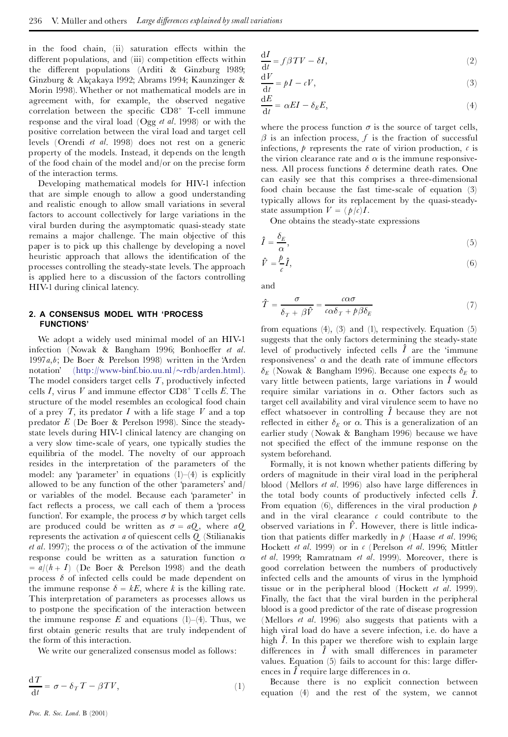in the food chain, (ii) saturation effects within the different populations, and (iii) competition effects within the different populations (Arditi & Ginzburg 1989; Ginzburg & Akçakaya 1992; Abrams 1994; Kaunzinger & Morin 1998). Whether or not mathematical models are in agreement with, for example, the observed negative correlation between the specific $CD8^+$ T-cell immune response and the viral load (Ogg *et al.* 1998) or with the positive correlation between the viral load and target cell levels (Orendi *et al.* 1998) does not rest on a generic property of the models. Instead, it depends on the length of the food chain of the model and/or on the precise form of the interaction terms.

Developing mathematical models for HIV-1 infection that are simple enough to allow a good understanding and realistic enough to allow small variations in several factors to account collectively for large variations in the viral burden during the asymptomatic quasi-steady state remains a major challenge. The main objective of this paper is to pick up this challenge by developing a novel heuristic approach that allows the identification of the processes controlling the steady-state levels. The approach is applied here to a discussion of the factors controlling HIV-1 during clinical latency.

## 2. A CONSENSUS MODEL WITH 'PROCESS FUNCTIONS'

We adopt a widely used minimal model of an HIV-1 infection (Nowak & Bangham 1996; Bonhoeffer *et al.* 1997*a*,*b*; De Boer & Perelson 1998) written in the 'Arden notation' (http://www-binf.bio.uu.nl/~rdb/arden.html). The model considers target cells $T$, productively infected cells $I$, virus $V$ and immune effector $CD8^+$ T cells $E$. The structure of the model resembles an ecological food chain of a prey $T$, its predator $I$ with a life stage $V$ and a top predator $E$ (De Boer & Perelson 1998). Since the steady-state levels during HIV-1 clinical latency are changing on a very slow time-scale of years, one typically studies the equilibria of the model. The novelty of our approach resides in the interpretation of the parameters of the model: any 'parameter' in equations (1)–(4) is explicitly allowed to be any function of the other 'parameters' and/or variables of the model. Because each 'parameter' in fact reflects a process, we call each of them a 'process function'. For example, the process $\sigma$ by which target cells are produced could be written as $\sigma = aQ$, where $aQ$ represents the activation $a$ of quiescent cells $Q$ (Stilianakis *et al.* 1997); the process $\alpha$ of the activation of the immune response could be written as a saturation function $\alpha = a/(h+I)$ (De Boer & Perelson 1998) and the death process $\delta$ of infected cells could be made dependent on the immune response $\delta = kE$, where $k$ is the killing rate. This interpretation of parameters as processes allows us to postpone the specification of the interaction between the immune response $E$ and equations (1)–(4). Thus, we first obtain generic results that are truly independent of the form of this interaction.

We write our generalized consensus model as follows:

$$\frac{dT}{dt} = \sigma - \delta_T T - \beta T V, \tag{1}$$

$$\frac{dI}{dt} = f\beta T V - \delta I, \tag{2}$$

$$\frac{dV}{dt} = pI - cV, \tag{3}$$

$$\frac{dE}{dt} = \alpha E I - \delta_E E, \tag{4}$$

where the process function $\sigma$ is the source of target cells, $\beta$ is an infection process, $f$ is the fraction of successful infections, $p$ represents the rate of virion production, $c$ is the virion clearance rate and $\alpha$ is the immune responsiveness. All process functions $\delta$ determine death rates. One can easily see that this comprises a three-dimensional food chain because the fast time-scale of equation (3) typically allows for its replacement by the quasi-steady-state assumption $V = (p/c)I$.

One obtains the steady-state expressions

$$\hat{I} = \frac{\delta_E}{\alpha}, \tag{5}$$

$$\hat{V} = \frac{p}{c}\hat{I}, \tag{6}$$

and

$$\hat{T} = \frac{\sigma}{\delta_T + \beta\hat{V}} = \frac{c\alpha\sigma}{c\alpha\delta_T + p\beta\delta_E} \tag{7}$$

from equations (4), (3) and (1), respectively. Equation (5) suggests that the only factors determining the steady-state level of productively infected cells $\hat{I}$ are the 'immune responsiveness' $\alpha$ and the death rate of immune effectors $\delta_E$ (Nowak & Bangham 1996). Because one expects $\delta_E$ to vary little between patients, large variations in $\hat{I}$ would require similar variations in $\alpha$. Other factors such as target cell availability and viral virulence seem to have no effect whatsoever in controlling $\hat{I}$ because they are not reflected in either $\delta_E$ or $\alpha$. This is a generalization of an earlier study (Nowak & Bangham 1996) because we have not specified the effect of the immune response on the system beforehand.

Formally, it is not known whether patients differing by orders of magnitude in their viral load in the peripheral blood (Mellors *et al.* 1996) also have large differences in the total body counts of productively infected cells $\hat{I}$. From equation (6), differences in the viral production $p$ and in the viral clearance $c$ could contribute to the observed variations in $\hat{V}$. However, there is little indication that patients differ markedly in $p$ (Haase *et al.* 1996; Hockett *et al.* 1999) or in $c$ (Perelson *et al.* 1996; Mittler *et al.* 1999; Ramratnam *et al.* 1999). Moreover, there is good correlation between the numbers of productively infected cells and the amounts of virus in the lymphoid tissue or in the peripheral blood (Hockett *et al.* 1999). Finally, the fact that the viral burden in the peripheral blood is a good predictor of the rate of disease progression (Mellors *et al.* 1996) also suggests that patients with a high viral load do have a severe infection, i.e. do have a high $\hat{I}$. In this paper we therefore wish to explain large differences in $\hat{I}$ with small differences in parameter values. Equation (5) fails to account for this: large differences in $\hat{I}$ require large differences in $\alpha$.

Because there is no explicit connection between equation (4) and the rest of the system, we cannot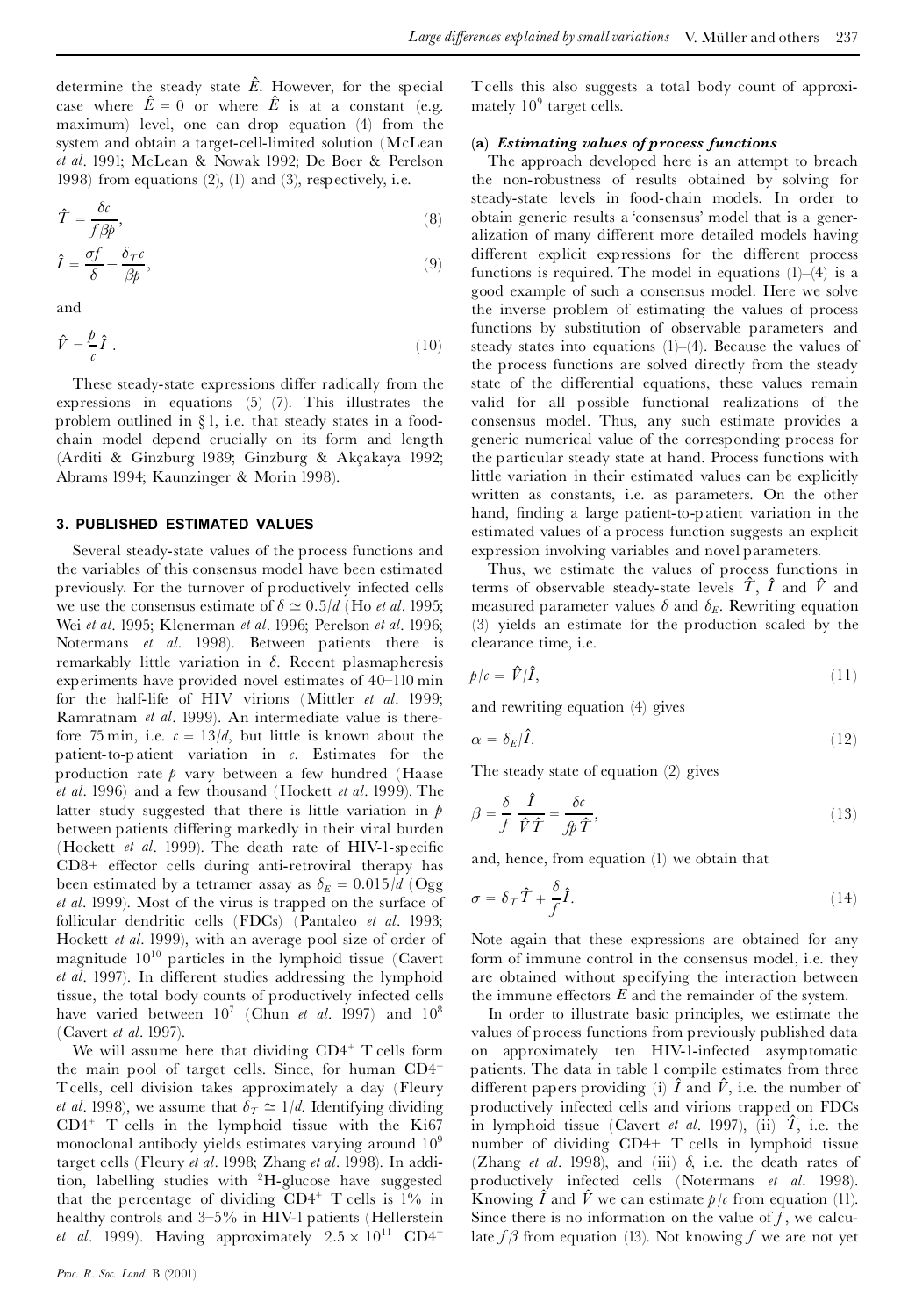determine the steady state $\hat{E}$. However, for the special case where $\hat{E} = 0$ or where $\hat{E}$ is at a constant (e.g. maximum) level, one can drop equation (4) from the system and obtain a target-cell-limited solution (McLean *et al.* 1991; McLean & Nowak 1992; De Boer & Perelson 1998) from equations (2), (1) and (3), respectively, i.e.

$$\hat{T} = \frac{\delta c}{f \beta p}, \tag{8}$$

$$\hat{I} = \frac{\sigma f}{\delta} - \frac{\delta_T c}{\beta p}, \tag{9}$$

and

$$\hat{V} = \frac{p}{c}\hat{I}. \tag{10}$$

These steady-state expressions differ radically from the expressions in equations (5)–(7). This illustrates the problem outlined in § 1, i.e. that steady states in a food-chain model depend crucially on its form and length (Arditi & Ginzburg 1989; Ginzburg & Akçakaya 1992; Abrams 1994; Kaunzinger & Morin 1998).

## 3. PUBLISHED ESTIMATED VALUES

Several steady-state values of the process functions and the variables of this consensus model have been estimated previously. For the turnover of productively infected cells we use the consensus estimate of $\delta \simeq 0.5/d$ (Ho *et al.* 1995; Wei *et al.* 1995; Klenerman *et al.* 1996; Perelson *et al.* 1996; Notermans *et al.* 1998). Between patients there is remarkably little variation in $\delta$. Recent plasmapheresis experiments have provided novel estimates of 40–110 min for the half-life of HIV virions (Mittler *et al.* 1999; Ramratnam *et al.* 1999). An intermediate value is therefore 75 min, i.e. $c = 13/d$, but little is known about the patient-to-patient variation in $c$. Estimates for the production rate $p$ vary between a few hundred (Haase *et al.* 1996) and a few thousand (Hockett *et al.* 1999). The latter study suggested that there is little variation in $p$ between patients differing markedly in their viral burden (Hockett *et al.* 1999). The death rate of HIV-1-specific CD8+ effector cells during anti-retroviral therapy has been estimated by a tetramer assay as $\delta_E = 0.015/d$ (Ogg *et al.* 1999). Most of the virus is trapped on the surface of follicular dendritic cells (FDCs) (Pantaleo *et al.* 1993; Hockett *et al.* 1999), with an average pool size of order of magnitude $10^{10}$ particles in the lymphoid tissue (Cavert *et al.* 1997). In different studies addressing the lymphoid tissue, the total body counts of productively infected cells have varied between $10^7$ (Chun *et al.* 1997) and $10^8$ (Cavert *et al.* 1997).

We will assume here that dividing $CD4^+$ T cells form the main pool of target cells. Since, for human $CD4^+$ T cells, cell division takes approximately a day (Fleury *et al.* 1998), we assume that $\delta_T \simeq 1/d$. Identifying dividing $CD4^+$ T cells in the lymphoid tissue with the Ki67 monoclonal antibody yields estimates varying around $10^9$ target cells (Fleury *et al.* 1998; Zhang *et al.* 1998). In addition, labelling studies with $^2$H-glucose have suggested that the percentage of dividing $CD4^+$ T cells is 1% in healthy controls and 3–5% in HIV-1 patients (Hellerstein *et al.* 1999). Having approximately $2.5 \times 10^{11}$ $CD4^+$ T cells this also suggests a total body count of approximately $10^9$ target cells.

### (a) *Estimating values of process functions*

The approach developed here is an attempt to breach the non-robustness of results obtained by solving for steady-state levels in food-chain models. In order to obtain generic results a 'consensus' model that is a generalization of many different more detailed models having different explicit expressions for the different process functions is required. The model in equations (1)–(4) is a good example of such a consensus model. Here we solve the inverse problem of estimating the values of process functions by substitution of observable parameters and steady states into equations (1)–(4). Because the values of the process functions are solved directly from the steady state of the differential equations, these values remain valid for all possible functional realizations of the consensus model. Thus, any such estimate provides a generic numerical value of the corresponding process for the particular steady state at hand. Process functions with little variation in their estimated values can be explicitly written as constants, i.e. as parameters. On the other hand, finding a large patient-to-patient variation in the estimated values of a process function suggests an explicit expression involving variables and novel parameters.

Thus, we estimate the values of process functions in terms of observable steady-state levels $\hat{T}$, $\hat{I}$ and $\hat{V}$ and measured parameter values $\delta$ and $\delta_E$. Rewriting equation (3) yields an estimate for the production scaled by the clearance time, i.e.

$$p/c = \hat{V}/\hat{I}, \tag{11}$$

and rewriting equation (4) gives

$$\alpha = \delta_E/\hat{I}. \tag{12}$$

The steady state of equation (2) gives

$$\beta = \frac{\delta}{f}\frac{\hat{I}}{\hat{V}\hat{T}} = \frac{\delta c}{f p \hat{T}}, \tag{13}$$

and, hence, from equation (1) we obtain that

$$\sigma = \delta_T \hat{T} + \frac{\delta}{f}\hat{I}. \tag{14}$$

Note again that these expressions are obtained for any form of immune control in the consensus model, i.e. they are obtained without specifying the interaction between the immune effectors $E$ and the remainder of the system.

In order to illustrate basic principles, we estimate the values of process functions from previously published data on approximately ten HIV-1-infected asymptomatic patients. The data in table 1 compile estimates from three different papers providing (i) $\hat{I}$ and $\hat{V}$, i.e. the number of productively infected cells and virions trapped on FDCs in lymphoid tissue (Cavert *et al.* 1997), (ii) $\hat{T}$, i.e. the number of dividing CD4+ T cells in lymphoid tissue (Zhang *et al.* 1998), and (iii) $\delta$, i.e. the death rates of productively infected cells (Notermans *et al.* 1998). Knowing $\hat{I}$ and $\hat{V}$ we can estimate $p/c$ from equation (11). Since there is no information on the value of $f$, we calculate $f\beta$ from equation (13). Not knowing $f$ we are not yet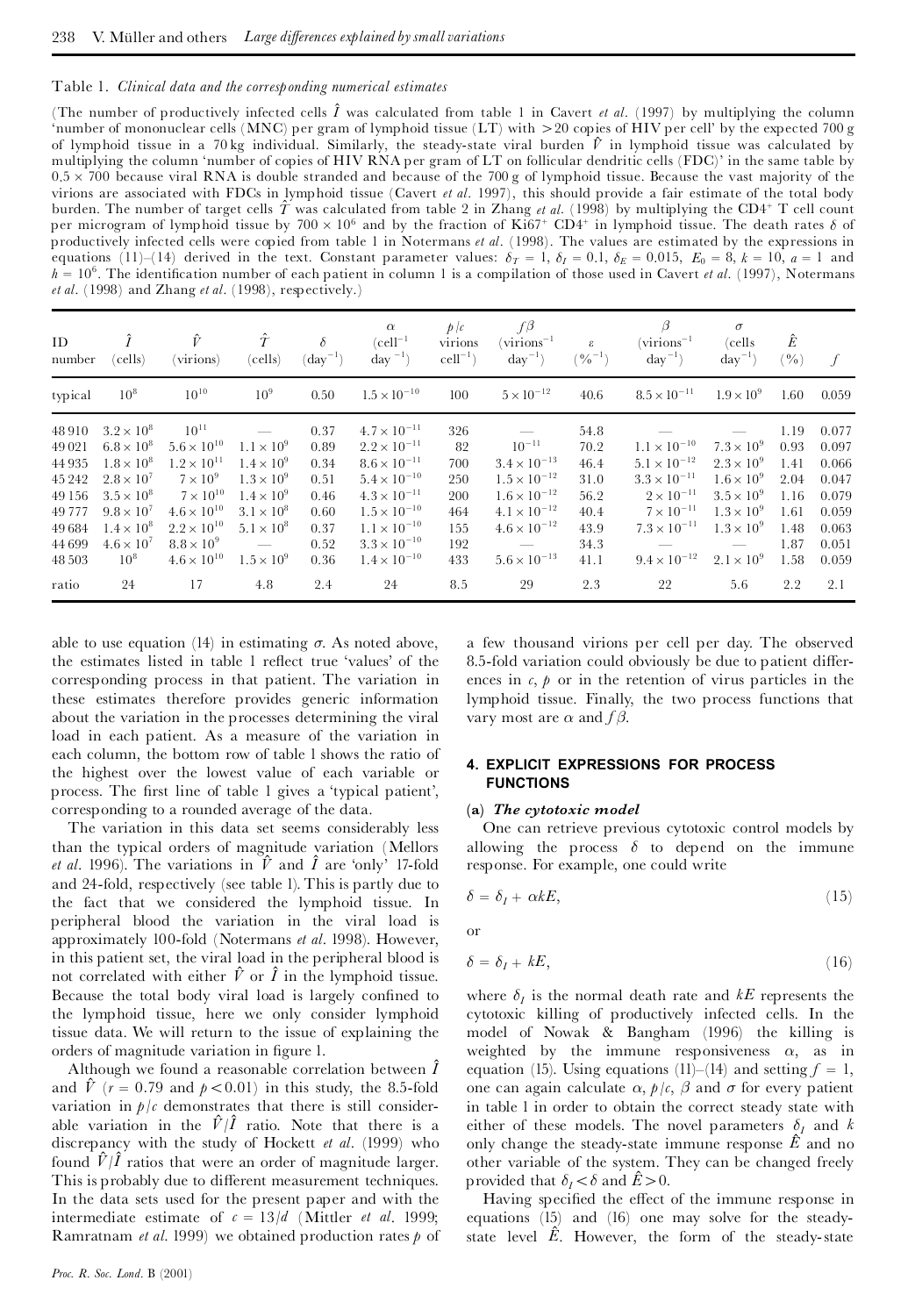Table 1. *Clinical data and the corresponding numerical estimates*

(The number of productively infected cells $\hat{I}$ was calculated from table 1 in Cavert *et al*. (1997) by multiplying the column 'number of mononuclear cells (MNC) per gram of lymphoid tissue (LT) with >20 copies of HIV per cell' by the expected 700 g of lymphoid tissue in a 70 kg individual. Similarly, the steady-state viral burden $\hat{V}$ in lymphoid tissue was calculated by multiplying the column 'number of copies of HIV RNA per gram of LT on follicular dendritic cells (FDC)' in the same table by $0.5 \times 700$ because viral RNA is double stranded and because of the 700 g of lymphoid tissue. Because the vast majority of the virions are associated with FDCs in lymphoid tissue (Cavert *et al*. 1997), this should provide a fair estimate of the total body burden. The number of target cells $\hat{T}$ was calculated from table 2 in Zhang *et al*. (1998) by multiplying the $CD4^+$ T cell count per microgram of lymphoid tissue by $700 \times 10^6$ and by the fraction of $Ki67^+$ $CD4^+$ in lymphoid tissue. The death rates $\delta$ of productively infected cells were copied from table 1 in Notermans *et al*. (1998). The values are estimated by the expressions in equations (11)–(14) derived in the text. Constant parameter values: $\delta_T = 1$, $\delta_I = 0.1$, $\delta_E = 0.015$, $E_0 = 8$, $k = 10$, $a = 1$ and $h = 10^6$. The identification number of each patient in column 1 is a compilation of those used in Cavert *et al*. (1997), Notermans *et al*. (1998) and Zhang *et al*. (1998), respectively.)

| ID number | $\hat{I}$ (cells) | $\hat{V}$ (virions) | $\hat{T}$ (cells) | $\delta$ (day$^{-1}$) | $\alpha$ (cell$^{-1}$ day$^{-1}$) | $p/c$ virions cell$^{-1}$) | $f\beta$ (virions$^{-1}$ day$^{-1}$) | $\varepsilon$ (%$^{-1}$) | $\beta$ (virions$^{-1}$ day$^{-1}$) | $\sigma$ (cells day$^{-1}$) | $\hat{E}$ (%) | $f$ |
|---|---|---|---|---|---|---|---|---|---|---|---|---|
| typical | $10^8$ | $10^{10}$ | $10^9$ | 0.50 | $1.5 \times 10^{-10}$ | 100 | $5 \times 10^{-12}$ | 40.6 | $8.5 \times 10^{-11}$ | $1.9 \times 10^9$ | 1.60 | 0.059 |
| 48 910 | $3.2 \times 10^8$ | $10^{11}$ | — | 0.37 | $4.7 \times 10^{-11}$ | 326 | — | 54.8 | — | — | 1.19 | 0.077 |
| 49 021 | $6.8 \times 10^8$ | $5.6 \times 10^{10}$ | $1.1 \times 10^9$ | 0.89 | $2.2 \times 10^{-11}$ | 82 | $10^{-11}$ | 70.2 | $1.1 \times 10^{-10}$ | $7.3 \times 10^9$ | 0.93 | 0.097 |
| 44 935 | $1.8 \times 10^8$ | $1.2 \times 10^{11}$ | $1.4 \times 10^9$ | 0.34 | $8.6 \times 10^{-11}$ | 700 | $3.4 \times 10^{-13}$ | 46.4 | $5.1 \times 10^{-12}$ | $2.3 \times 10^9$ | 1.41 | 0.066 |
| 45 242 | $2.8 \times 10^7$ | $7 \times 10^9$ | $1.3 \times 10^9$ | 0.51 | $5.4 \times 10^{-10}$ | 250 | $1.5 \times 10^{-12}$ | 31.0 | $3.3 \times 10^{-11}$ | $1.6 \times 10^9$ | 2.04 | 0.047 |
| 49 156 | $3.5 \times 10^8$ | $7 \times 10^{10}$ | $1.4 \times 10^9$ | 0.46 | $4.3 \times 10^{-11}$ | 200 | $1.6 \times 10^{-12}$ | 56.2 | $2 \times 10^{-11}$ | $3.5 \times 10^9$ | 1.16 | 0.079 |
| 49 777 | $9.8 \times 10^7$ | $4.6 \times 10^{10}$ | $3.1 \times 10^8$ | 0.60 | $1.5 \times 10^{-10}$ | 464 | $4.1 \times 10^{-12}$ | 40.4 | $7 \times 10^{-11}$ | $1.3 \times 10^9$ | 1.61 | 0.059 |
| 49 684 | $1.4 \times 10^8$ | $2.2 \times 10^{10}$ | $5.1 \times 10^8$ | 0.37 | $1.1 \times 10^{-10}$ | 155 | $4.6 \times 10^{-12}$ | 43.9 | $7.3 \times 10^{-11}$ | $1.3 \times 10^9$ | 1.48 | 0.063 |
| 44 699 | $4.6 \times 10^7$ | $8.8 \times 10^9$ | — | 0.52 | $3.3 \times 10^{-10}$ | 192 | — | 34.3 | — | — | 1.87 | 0.051 |
| 48 503 | $10^8$ | $4.6 \times 10^{10}$ | $1.5 \times 10^9$ | 0.36 | $1.4 \times 10^{-10}$ | 433 | $5.6 \times 10^{-13}$ | 41.1 | $9.4 \times 10^{-12}$ | $2.1 \times 10^9$ | 1.58 | 0.059 |
| ratio | 24 | 17 | 4.8 | 2.4 | 24 | 8.5 | 29 | 2.3 | 22 | 5.6 | 2.2 | 2.1 |

able to use equation (14) in estimating $\sigma$. As noted above, the estimates listed in table 1 reflect true 'values' of the corresponding process in that patient. The variation in these estimates therefore provides generic information about the variation in the processes determining the viral load in each patient. As a measure of the variation in each column, the bottom row of table 1 shows the ratio of the highest over the lowest value of each variable or process. The first line of table 1 gives a 'typical patient', corresponding to a rounded average of the data.

The variation in this data set seems considerably less than the typical orders of magnitude variation (Mellors *et al*. 1996). The variations in $\hat{V}$ and $\hat{I}$ are 'only' 17-fold and 24-fold, respectively (see table 1). This is partly due to the fact that we considered the lymphoid tissue. In peripheral blood the variation in the viral load is approximately 100-fold (Notermans *et al*. 1998). However, in this patient set, the viral load in the peripheral blood is not correlated with either $\hat{V}$ or $\hat{I}$ in the lymphoid tissue. Because the total body viral load is largely confined to the lymphoid tissue, here we only consider lymphoid tissue data. We will return to the issue of explaining the orders of magnitude variation in figure 1.

Although we found a reasonable correlation between $\hat{I}$ and $\hat{V}$ ($r = 0.79$ and $p < 0.01$) in this study, the 8.5-fold variation in $p/c$ demonstrates that there is still considerable variation in the $\hat{V}/\hat{I}$ ratio. Note that there is a discrepancy with the study of Hockett *et al*. (1999) who found $\hat{V}/\hat{I}$ ratios that were an order of magnitude larger. This is probably due to different measurement techniques. In the data sets used for the present paper and with the intermediate estimate of $c = 13/d$ (Mittler *et al*. 1999; Ramratnam *et al*. 1999) we obtained production rates $p$ of a few thousand virions per cell per day. The observed 8.5-fold variation could obviously be due to patient differences in $c$, $p$ or in the retention of virus particles in the lymphoid tissue. Finally, the two process functions that vary most are $\alpha$ and $f\beta$.

## 4. EXPLICIT EXPRESSIONS FOR PROCESS FUNCTIONS

### (a) *The cytotoxic model*

One can retrieve previous cytotoxic control models by allowing the process $\delta$ to depend on the immune response. For example, one could write

$$\delta = \delta_I + \alpha k E, \tag{15}$$

or

$$\delta = \delta_I + k E, \tag{16}$$

where $\delta_I$ is the normal death rate and $kE$ represents the cytotoxic killing of productively infected cells. In the model of Nowak & Bangham (1996) the killing is weighted by the immune responsiveness $\alpha$, as in equation (15). Using equations (11)–(14) and setting $f = 1$, one can again calculate $\alpha$, $p/c$, $\beta$ and $\sigma$ for every patient in table 1 in order to obtain the correct steady state with either of these models. The novel parameters $\delta_I$ and $k$ only change the steady-state immune response $\hat{E}$ and no other variable of the system. They can be changed freely provided that $\delta_I < \delta$ and $\hat{E} > 0$.

Having specified the effect of the immune response in equations (15) and (16) one may solve for the steady-state level $\hat{E}$. However, the form of the steady-state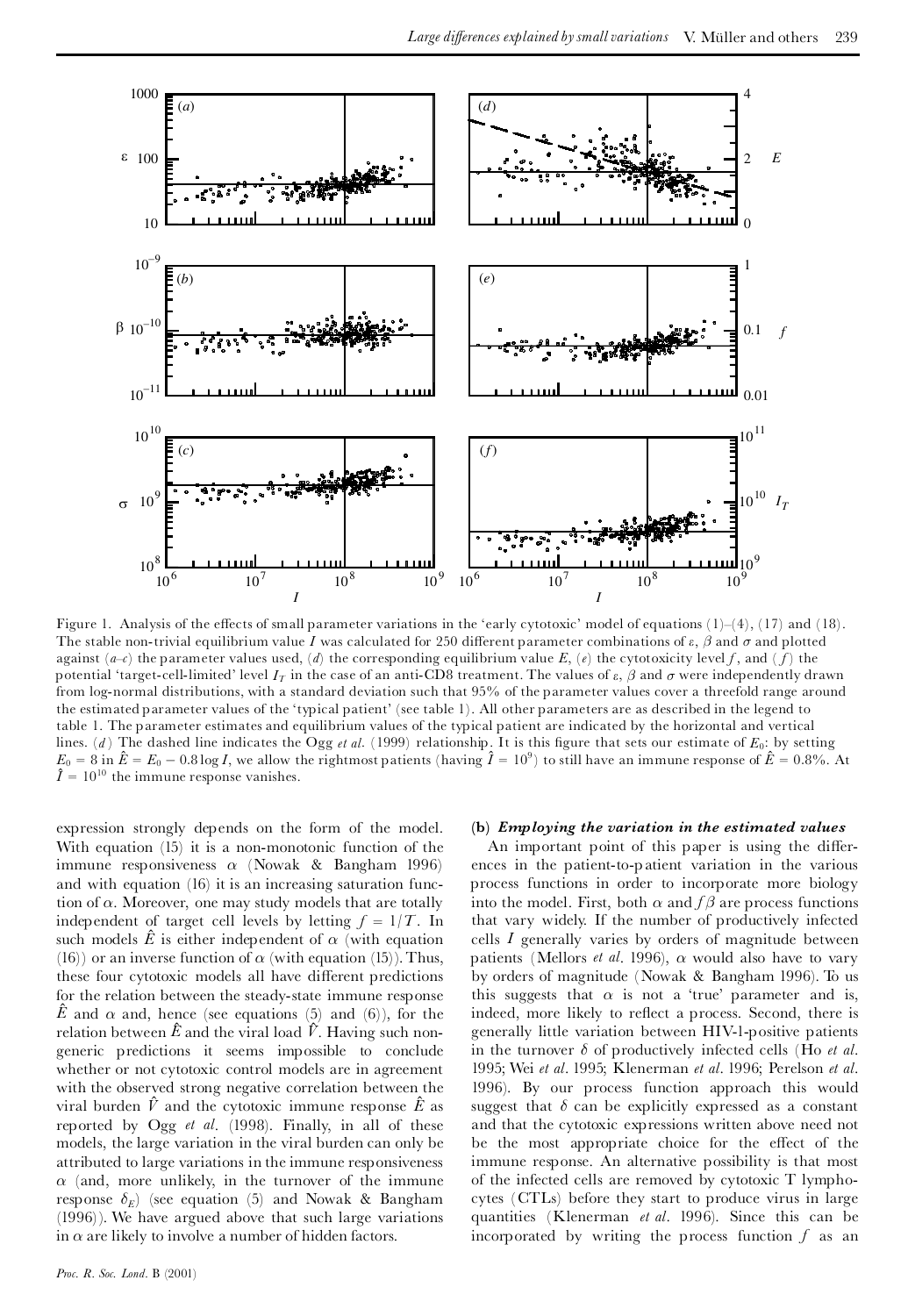(a)

ε

1000

100

10

(b)

β

$10^{-9}$

$10^{-10}$

$10^{-11}$

(c)

σ

$10^{10}$

$10^{9}$

$10^{8}$

$10^{6}$ $10^{7}$ $10^{8}$ $10^{9}$

I

(d)

E

4

2

0

(e)

f

1

0.1

0.01

(f)

$I_T$

$10^{11}$

$10^{10}$

$10^{9}$

$10^{6}$ $10^{7}$ $10^{8}$ $10^{9}$

I

Figure 1. Analysis of the effects of small parameter variations in the 'early cytotoxic' model of equations (1)–(4), (17) and (18). The stable non-trivial equilibrium value $I$ was calculated for 250 different parameter combinations of $\varepsilon$, $\beta$ and $\sigma$ and plotted against (*a–c*) the parameter values used, (*d*) the corresponding equilibrium value $E$, (*e*) the cytotoxicity level $f$, and (*f*) the potential 'target-cell-limited' level $I_T$ in the case of an anti-CD8 treatment. The values of $\varepsilon$, $\beta$ and $\sigma$ were independently drawn from log-normal distributions, with a standard deviation such that 95% of the parameter values cover a threefold range around the estimated parameter values of the 'typical patient' (see table 1). All other parameters are as described in the legend to table 1. The parameter estimates and equilibrium values of the typical patient are indicated by the horizontal and vertical lines. (*d*) The dashed line indicates the Ogg *et al.* (1999) relationship. It is this figure that sets our estimate of $E_0$: by setting $E_0 = 8$ in $\hat{E} = E_0 - 0.8 \log I$, we allow the rightmost patients (having $\hat{I} = 10^9$) to still have an immune response of $\hat{E} = 0.8\%$. At $\hat{I} = 10^{10}$ the immune response vanishes.

expression strongly depends on the form of the model. With equation (15) it is a non-monotonic function of the immune responsiveness $\alpha$ (Nowak & Bangham 1996) and with equation (16) it is an increasing saturation function of $\alpha$. Moreover, one may study models that are totally independent of target cell levels by letting $f = 1/T$. In such models $\hat{E}$ is either independent of $\alpha$ (with equation (16)) or an inverse function of $\alpha$ (with equation (15)). Thus, these four cytotoxic models all have different predictions for the relation between the steady-state immune response $\hat{E}$ and $\alpha$ and, hence (see equations (5) and (6)), for the relation between $\hat{E}$ and the viral load $\hat{V}$. Having such non-generic predictions it seems impossible to conclude whether or not cytotoxic control models are in agreement with the observed strong negative correlation between the viral burden $\hat{V}$ and the cytotoxic immune response $\hat{E}$ as reported by Ogg *et al.* (1998). Finally, in all of these models, the large variation in the viral burden can only be attributed to large variations in the immune responsiveness $\alpha$ (and, more unlikely, in the turnover of the immune response $\delta_E$) (see equation (5) and Nowak & Bangham (1996)). We have argued above that such large variations in $\alpha$ are likely to involve a number of hidden factors.

### (b) *Employing the variation in the estimated values*

An important point of this paper is using the differences in the patient-to-patient variation in the various process functions in order to incorporate more biology into the model. First, both $\alpha$ and $f\beta$ are process functions that vary widely. If the number of productively infected cells $I$ generally varies by orders of magnitude between patients (Mellors *et al.* 1996), $\alpha$ would also have to vary by orders of magnitude (Nowak & Bangham 1996). To us this suggests that $\alpha$ is not a 'true' parameter and is, indeed, more likely to reflect a process. Second, there is generally little variation between HIV-1-positive patients in the turnover $\delta$ of productively infected cells (Ho *et al.* 1995; Wei *et al.* 1995; Klenerman *et al.* 1996; Perelson *et al.* 1996). By our process function approach this would suggest that $\delta$ can be explicitly expressed as a constant and that the cytotoxic expressions written above need not be the most appropriate choice for the effect of the immune response. An alternative possibility is that most of the infected cells are removed by cytotoxic T lymphocytes (CTLs) before they start to produce virus in large quantities (Klenerman *et al.* 1996). Since this can be incorporated by writing the process function $f$ as an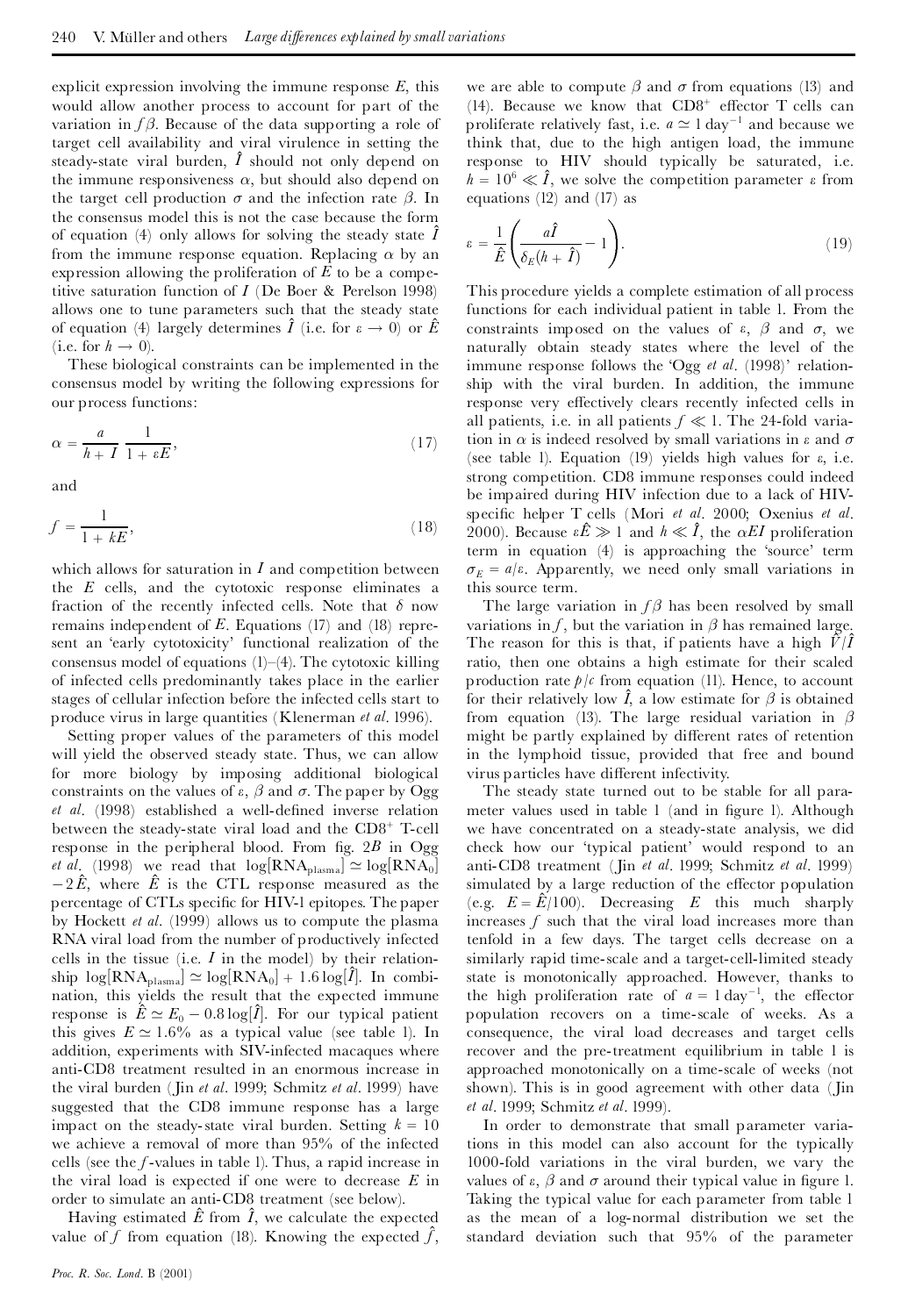explicit expression involving the immune response $E$, this would allow another process to account for part of the variation in $f\beta$. Because of the data supporting a role of target cell availability and viral virulence in setting the steady-state viral burden, $\hat{I}$ should not only depend on the immune responsiveness $\alpha$, but should also depend on the target cell production $\sigma$ and the infection rate $\beta$. In the consensus model this is not the case because the form of equation (4) only allows for solving the steady state $\hat{I}$ from the immune response equation. Replacing $\alpha$ by an expression allowing the proliferation of $E$ to be a competitive saturation function of $I$ (De Boer & Perelson 1998) allows one to tune parameters such that the steady state of equation (4) largely determines $\hat{I}$ (i.e. for $\varepsilon \to 0$) or $\hat{E}$ (i.e. for $h \to 0$).

These biological constraints can be implemented in the consensus model by writing the following expressions for our process functions:

$$\alpha = \frac{a}{h+I}\,\frac{1}{1+\varepsilon E}, \tag{17}$$

and

$$f = \frac{1}{1+kE}, \tag{18}$$

which allows for saturation in $I$ and competition between the $E$ cells, and the cytotoxic response eliminates a fraction of the recently infected cells. Note that $\delta$ now remains independent of $E$. Equations (17) and (18) represent an 'early cytotoxicity' functional realization of the consensus model of equations (1)–(4). The cytotoxic killing of infected cells predominantly takes place in the earlier stages of cellular infection before the infected cells start to produce virus in large quantities (Klenerman *et al.* 1996).

Setting proper values of the parameters of this model will yield the observed steady state. Thus, we can allow for more biology by imposing additional biological constraints on the values of $\varepsilon$, $\beta$ and $\sigma$. The paper by Ogg *et al.* (1998) established a well-defined inverse relation between the steady-state viral load and the $CD8^+$ T-cell response in the peripheral blood. From fig. 2*B* in Ogg *et al.* (1998) we read that $\log[\text{RNA}_{\text{plasma}}] \simeq \log[\text{RNA}_0] - 2\hat{E}$, where $\hat{E}$ is the CTL response measured as the percentage of CTLs specific for HIV-1 epitopes. The paper by Hockett *et al.* (1999) allows us to compute the plasma RNA viral load from the number of productively infected cells in the tissue (i.e. $I$ in the model) by their relationship $\log[\text{RNA}_{\text{plasma}}] \simeq \log[\text{RNA}_0] + 1.6\log[\hat{I}]$. In combination, this yields the result that the expected immune response is $\hat{E} \simeq E_0 - 0.8\log[\hat{I}]$. For our typical patient this gives $E \simeq 1.6\%$ as a typical value (see table 1). In addition, experiments with SIV-infected macaques where anti-CD8 treatment resulted in an enormous increase in the viral burden (Jin *et al.* 1999; Schmitz *et al.* 1999) have suggested that the CD8 immune response has a large impact on the steady-state viral burden. Setting $k = 10$ we achieve a removal of more than 95% of the infected cells (see the $f$-values in table 1). Thus, a rapid increase in the viral load is expected if one were to decrease $E$ in order to simulate an anti-CD8 treatment (see below).

Having estimated $\hat{E}$ from $\hat{I}$, we calculate the expected value of $f$ from equation (18). Knowing the expected $\hat{f}$, we are able to compute $\beta$ and $\sigma$ from equations (13) and (14). Because we know that $CD8^+$ effector T cells can proliferate relatively fast, i.e. $a \simeq 1\ \text{day}^{-1}$ and because we think that, due to the high antigen load, the immune response to HIV should typically be saturated, i.e. $h = 10^6 \ll \hat{I}$, we solve the competition parameter $\varepsilon$ from equations (12) and (17) as

$$\varepsilon = \frac{1}{\hat{E}}\left(\frac{a\hat{I}}{\delta_E(h+\hat{I})} - 1\right). \tag{19}$$

This procedure yields a complete estimation of all process functions for each individual patient in table 1. From the constraints imposed on the values of $\varepsilon$, $\beta$ and $\sigma$, we naturally obtain steady states where the level of the immune response follows the 'Ogg *et al.* (1998)' relationship with the viral burden. In addition, the immune response very effectively clears recently infected cells in all patients, i.e. in all patients $f \ll 1$. The 24-fold variation in $\alpha$ is indeed resolved by small variations in $\varepsilon$ and $\sigma$ (see table 1). Equation (19) yields high values for $\varepsilon$, i.e. strong competition. CD8 immune responses could indeed be impaired during HIV infection due to a lack of HIV-specific helper T cells (Mori *et al.* 2000; Oxenius *et al.* 2000). Because $\varepsilon\hat{E} \gg 1$ and $h \ll \hat{I}$, the $\alpha EI$ proliferation term in equation (4) is approaching the 'source' term $\sigma_E = a/\varepsilon$. Apparently, we need only small variations in this source term.

The large variation in $f\beta$ has been resolved by small variations in $f$, but the variation in $\beta$ has remained large. The reason for this is that, if patients have a high $\hat{V}/\hat{I}$ ratio, then one obtains a high estimate for their scaled production rate $p/c$ from equation (11). Hence, to account for their relatively low $\hat{I}$, a low estimate for $\beta$ is obtained from equation (13). The large residual variation in $\beta$ might be partly explained by different rates of retention in the lymphoid tissue, provided that free and bound virus particles have different infectivity.

The steady state turned out to be stable for all parameter values used in table 1 (and in figure 1). Although we have concentrated on a steady-state analysis, we did check how our 'typical patient' would respond to an anti-CD8 treatment (Jin *et al.* 1999; Schmitz *et al.* 1999) simulated by a large reduction of the effector population (e.g. $E = \hat{E}/100$). Decreasing $E$ this much sharply increases $f$ such that the viral load increases more than tenfold in a few days. The target cells decrease on a similarly rapid time-scale and a target-cell-limited steady state is monotonically approached. However, thanks to the high proliferation rate of $a = 1\ \text{day}^{-1}$, the effector population recovers on a time-scale of weeks. As a consequence, the viral load decreases and target cells recover and the pre-treatment equilibrium in table 1 is approached monotonically on a time-scale of weeks (not shown). This is in good agreement with other data (Jin *et al.* 1999; Schmitz *et al.* 1999).

In order to demonstrate that small parameter variations in this model can also account for the typically 1000-fold variations in the viral burden, we vary the values of $\varepsilon$, $\beta$ and $\sigma$ around their typical value in figure 1. Taking the typical value for each parameter from table 1 as the mean of a log-normal distribution we set the standard deviation such that 95% of the parameter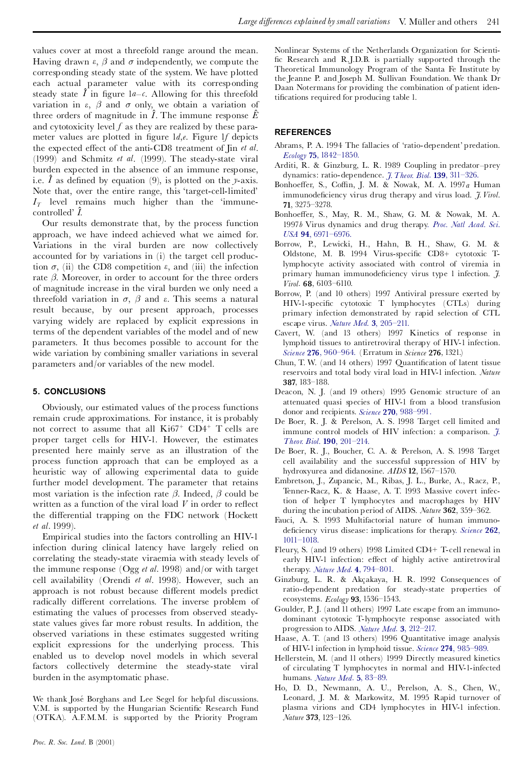values cover at most a threefold range around the mean. Having drawn $\varepsilon$, $\beta$ and $\sigma$ independently, we compute the corresponding steady state of the system. We have plotted each actual parameter value with its corresponding steady state $\hat{I}$ in figure 1*a–c*. Allowing for this threefold variation in $\varepsilon$, $\beta$ and $\sigma$ only, we obtain a variation of three orders of magnitude in $\hat{I}$. The immune response $\hat{E}$ and cytotoxicity level $f$ as they are realized by these parameter values are plotted in figure 1*d*,*e*. Figure 1*f* depicts the expected effect of the anti-CD8 treatment of Jin *et al*. (1999) and Schmitz *et al*. (1999). The steady-state viral burden expected in the absence of an immune response, i.e. $\hat{I}$ as defined by equation (9), is plotted on the *y*-axis. Note that, over the entire range, this 'target-cell-limited' $I_T$ level remains much higher than the 'immune-controlled' $\hat{I}$.

Our results demonstrate that, by the process function approach, we have indeed achieved what we aimed for. Variations in the viral burden are now collectively accounted for by variations in (i) the target cell production $\sigma$, (ii) the CD8 competition $\varepsilon$, and (iii) the infection rate $\beta$. Moreover, in order to account for the three orders of magnitude increase in the viral burden we only need a threefold variation in $\sigma$, $\beta$ and $\varepsilon$. This seems a natural result because, by our present approach, processes varying widely are replaced by explicit expressions in terms of the dependent variables of the model and of new parameters. It thus becomes possible to account for the wide variation by combining smaller variations in several parameters and/or variables of the new model.

## 5. CONCLUSIONS

Obviously, our estimated values of the process functions remain crude approximations. For instance, it is probably not correct to assume that all Ki67$^{+}$ CD4$^{+}$ T cells are proper target cells for HIV-1. However, the estimates presented here mainly serve as an illustration of the process function approach that can be employed as a heuristic way of allowing experimental data to guide further model development. The parameter that retains most variation is the infection rate $\beta$. Indeed, $\beta$ could be written as a function of the viral load $V$ in order to reflect the differential trapping on the FDC network (Hockett *et al*. 1999).

Empirical studies into the factors controlling an HIV-1 infection during clinical latency have largely relied on correlating the steady-state viraemia with steady levels of the immune response (Ogg *et al*. 1998) and/or with target cell availability (Orendi *et al*. 1998). However, such an approach is not robust because different models predict radically different correlations. The inverse problem of estimating the values of processes from observed steady-state values gives far more robust results. In addition, the observed variations in these estimates suggested writing explicit expressions for the underlying process. This enabled us to develop novel models in which several factors collectively determine the steady-state viral burden in the asymptomatic phase.

We thank José Borghans and Lee Segel for helpful discussions. V.M. is supported by the Hungarian Scientific Research Fund (OTKA). A.F.M.M. is supported by the Priority Program Nonlinear Systems of the Netherlands Organization for Scientific Research and R.J.D.B. is partially supported through the Theoretical Immunology Program of the Santa Fe Institute by the Jeanne P. and Joseph M. Sullivan Foundation. We thank Dr Daan Notermans for providing the combination of patient identifications required for producing table 1.

## REFERENCES

Abrams, P. A. 1994 The fallacies of 'ratio-dependent' predation. *Ecology* **75**, 1842–1850.

Arditi, R. & Ginzburg, L. R. 1989 Coupling in predator–prey dynamics: ratio-dependence. *J. Theor. Biol.* **139**, 311–326.

Bonhoeffer, S., Coffin, J. M. & Nowak, M. A. 1997*a* Human immunodeficiency virus drug therapy and virus load. *J. Virol.* **71**, 3275–3278.

Bonhoeffer, S., May, R. M., Shaw, G. M. & Nowak, M. A. 1997*b* Virus dynamics and drug therapy. *Proc. Natl Acad. Sci. USA* **94**, 6971–6976.

Borrow, P., Lewicki, H., Hahn, B. H., Shaw, G. M. & Oldstone, M. B. 1994 Virus-specific CD8+ cytotoxic T-lymphocyte activity associated with control of viremia in primary human immunodeficiency virus type 1 infection. *J. Virol.* **68**, 6103–6110.

Borrow, P. (and 10 others) 1997 Antiviral pressure exerted by HIV-1-specific cytotoxic T lymphocytes (CTLs) during primary infection demonstrated by rapid selection of CTL escape virus. *Nature Med.* **3**, 205–211.

Cavert, W. (and 13 others) 1997 Kinetics of response in lymphoid tissues to antiretroviral therapy of HIV-1 infection. *Science* **276**, 960–964. (Erratum in *Science* **276**, 1321.)

Chun, T. W. (and 14 others) 1997 Quantification of latent tissue reservoirs and total body viral load in HIV-1 infection. *Nature* **387**, 183–188.

Deacon, N. J. (and 19 others) 1995 Genomic structure of an attenuated quasi species of HIV-1 from a blood transfusion donor and recipients. *Science* **270**, 988–991.

De Boer, R. J. & Perelson, A. S. 1998 Target cell limited and immune control models of HIV infection: a comparison. *J. Theor. Biol.* **190**, 201–214.

De Boer, R. J., Boucher, C. A. & Perelson, A. S. 1998 Target cell availability and the successful suppression of HIV by hydroxyurea and didanosine. *AIDS* **12**, 1567–1570.

Embretson, J., Zupancic, M., Ribas, J. L., Burke, A., Racz, P., Tenner-Racz, K. & Haase, A. T. 1993 Massive covert infection of helper T lymphocytes and macrophages by HIV during the incubation period of AIDS. *Nature* **362**, 359–362.

Fauci, A. S. 1993 Multifactorial nature of human immunodeficiency virus disease: implications for therapy. *Science* **262**, 1011–1018.

Fleury, S. (and 19 others) 1998 Limited CD4+ T-cell renewal in early HIV-1 infection: effect of highly active antiretroviral therapy. *Nature Med.* **4**, 794–801.

Ginzburg, L. R. & Akçakaya, H. R. 1992 Consequences of ratio-dependent predation for steady-state properties of ecosystems. *Ecology* **93**, 1536–1543.

Goulder, P. J. (and 11 others) 1997 Late escape from an immunodominant cytotoxic T-lymphocyte response associated with progression to AIDS. *Nature Med.* **3**, 212–217.

Haase, A. T. (and 13 others) 1996 Quantitative image analysis of HIV-1 infection in lymphoid tissue. *Science* **274**, 985–989.

Hellerstein, M. (and 11 others) 1999 Directly measured kinetics of circulating T lymphocytes in normal and HIV-1-infected humans. *Nature Med.* **5**, 83–89.

Ho, D. D., Newmann, A. U., Perelson, A. S., Chen, W., Leonard, J. M. & Markowitz, M. 1995 Rapid turnover of plasma virions and CD4 lymphocytes in HIV-1 infection. *Nature* **373**, 123–126.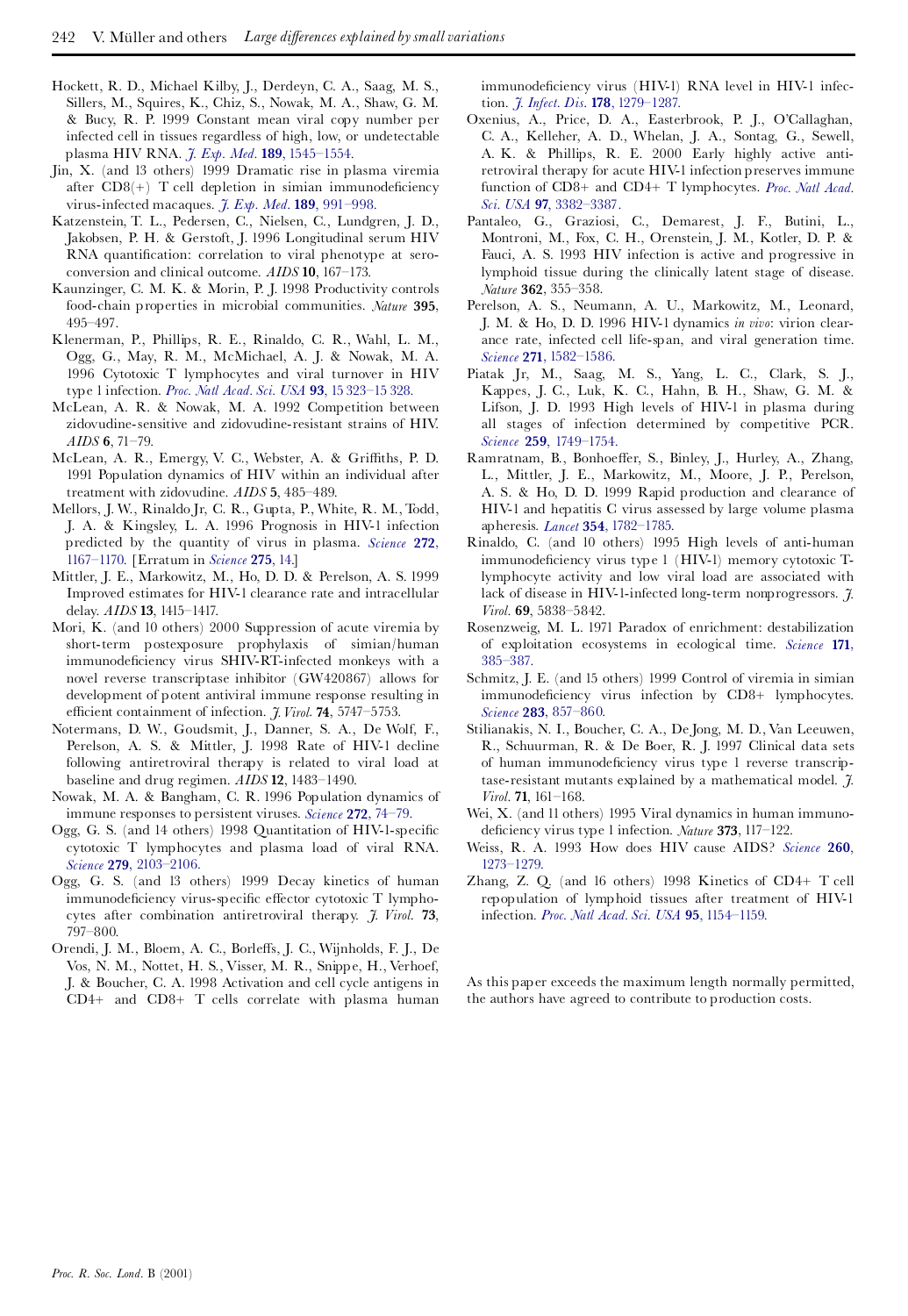Hockett, R. D., Michael Kilby, J., Derdeyn, C. A., Saag, M. S., Sillers, M., Squires, K., Chiz, S., Nowak, M. A., Shaw, G. M. & Bucy, R. P. 1999 Constant mean viral copy number per infected cell in tissues regardless of high, low, or undetectable plasma HIV RNA. *J. Exp. Med.* **189**, 1545–1554.

Jin, X. (and 13 others) 1999 Dramatic rise in plasma viremia after CD8(+) T cell depletion in simian immunodeficiency virus-infected macaques. *J. Exp. Med.* **189**, 991–998.

Katzenstein, T. L., Pedersen, C., Nielsen, C., Lundgren, J. D., Jakobsen, P. H. & Gerstoft, J. 1996 Longitudinal serum HIV RNA quantification: correlation to viral phenotype at seroconversion and clinical outcome. *AIDS* **10**, 167–173.

Kaunzinger, C. M. K. & Morin, P. J. 1998 Productivity controls food-chain properties in microbial communities. *Nature* **395**, 495–497.

Klenerman, P., Phillips, R. E., Rinaldo, C. R., Wahl, L. M., Ogg, G., May, R. M., McMichael, A. J. & Nowak, M. A. 1996 Cytotoxic T lymphocytes and viral turnover in HIV type 1 infection. *Proc. Natl Acad. Sci. USA* **93**, 15 323–15 328.

McLean, A. R. & Nowak, M. A. 1992 Competition between zidovudine-sensitive and zidovudine-resistant strains of HIV. *AIDS* **6**, 71–79.

McLean, A. R., Emergy, V. C., Webster, A. & Griffiths, P. D. 1991 Population dynamics of HIV within an individual after treatment with zidovudine. *AIDS* **5**, 485–489.

Mellors, J. W., Rinaldo Jr, C. R., Gupta, P., White, R. M., Todd, J. A. & Kingsley, L. A. 1996 Prognosis in HIV-1 infection predicted by the quantity of virus in plasma. *Science* **272**, 1167–1170. [Erratum in *Science* **275**, 14.]

Mittler, J. E., Markowitz, M., Ho, D. D. & Perelson, A. S. 1999 Improved estimates for HIV-1 clearance rate and intracellular delay. *AIDS* **13**, 1415–1417.

Mori, K. (and 10 others) 2000 Suppression of acute viremia by short-term postexposure prophylaxis of simian/human immunodeficiency virus SHIV-RT-infected monkeys with a novel reverse transcriptase inhibitor (GW420867) allows for development of potent antiviral immune response resulting in efficient containment of infection. *J. Virol.* **74**, 5747–5753.

Notermans, D. W., Goudsmit, J., Danner, S. A., De Wolf, F., Perelson, A. S. & Mittler, J. 1998 Rate of HIV-1 decline following antiretroviral therapy is related to viral load at baseline and drug regimen. *AIDS* **12**, 1483–1490.

Nowak, M. A. & Bangham, C. R. 1996 Population dynamics of immune responses to persistent viruses. *Science* **272**, 74–79.

Ogg, G. S. (and 14 others) 1998 Quantitation of HIV-1-specific cytotoxic T lymphocytes and plasma load of viral RNA. *Science* **279**, 2103–2106.

Ogg, G. S. (and 13 others) 1999 Decay kinetics of human immunodeficiency virus-specific effector cytotoxic T lymphocytes after combination antiretroviral therapy. *J. Virol.* **73**, 797–800.

Orendi, J. M., Bloem, A. C., Borleffs, J. C., Wijnholds, F. J., De Vos, N. M., Nottet, H. S., Visser, M. R., Snippe, H., Verhoef, J. & Boucher, C. A. 1998 Activation and cell cycle antigens in CD4+ and CD8+ T cells correlate with plasma human immunodeficiency virus (HIV-1) RNA level in HIV-1 infection. *J. Infect. Dis.* **178**, 1279–1287.

Oxenius, A., Price, D. A., Easterbrook, P. J., O'Callaghan, C. A., Kelleher, A. D., Whelan, J. A., Sontag, G., Sewell, A. K. & Phillips, R. E. 2000 Early highly active antiretroviral therapy for acute HIV-1 infection preserves immune function of CD8+ and CD4+ T lymphocytes. *Proc. Natl Acad. Sci. USA* **97**, 3382–3387.

Pantaleo, G., Graziosi, C., Demarest, J. F., Butini, L., Montroni, M., Fox, C. H., Orenstein, J. M., Kotler, D. P. & Fauci, A. S. 1993 HIV infection is active and progressive in lymphoid tissue during the clinically latent stage of disease. *Nature* **362**, 355–358.

Perelson, A. S., Neumann, A. U., Markowitz, M., Leonard, J. M. & Ho, D. D. 1996 HIV-1 dynamics *in vivo*: virion clearance rate, infected cell life-span, and viral generation time. *Science* **271**, 1582–1586.

Piatak Jr, M., Saag, M. S., Yang, L. C., Clark, S. J., Kappes, J. C., Luk, K. C., Hahn, B. H., Shaw, G. M. & Lifson, J. D. 1993 High levels of HIV-1 in plasma during all stages of infection determined by competitive PCR. *Science* **259**, 1749–1754.

Ramratnam, B., Bonhoeffer, S., Binley, J., Hurley, A., Zhang, L., Mittler, J. E., Markowitz, M., Moore, J. P., Perelson, A. S. & Ho, D. D. 1999 Rapid production and clearance of HIV-1 and hepatitis C virus assessed by large volume plasma apheresis. *Lancet* **354**, 1782–1785.

Rinaldo, C. (and 10 others) 1995 High levels of anti-human immunodeficiency virus type 1 (HIV-1) memory cytotoxic T-lymphocyte activity and low viral load are associated with lack of disease in HIV-1-infected long-term nonprogressors. *J. Virol.* **69**, 5838–5842.

Rosenzweig, M. L. 1971 Paradox of enrichment: destabilization of exploitation ecosystems in ecological time. *Science* **171**, 385–387.

Schmitz, J. E. (and 15 others) 1999 Control of viremia in simian immunodeficiency virus infection by CD8+ lymphocytes. *Science* **283**, 857–860.

Stilianakis, N. I., Boucher, C. A., De Jong, M. D., Van Leeuwen, R., Schuurman, R. & De Boer, R. J. 1997 Clinical data sets of human immunodeficiency virus type 1 reverse transcriptase-resistant mutants explained by a mathematical model. *J. Virol.* **71**, 161–168.

Wei, X. (and 11 others) 1995 Viral dynamics in human immunodeficiency virus type 1 infection. *Nature* **373**, 117–122.

Weiss, R. A. 1993 How does HIV cause AIDS? *Science* **260**, 1273–1279.

Zhang, Z. Q. (and 16 others) 1998 Kinetics of CD4+ T cell repopulation of lymphoid tissues after treatment of HIV-1 infection. *Proc. Natl Acad. Sci. USA* **95**, 1154–1159.

As this paper exceeds the maximum length normally permitted, the authors have agreed to contribute to production costs.